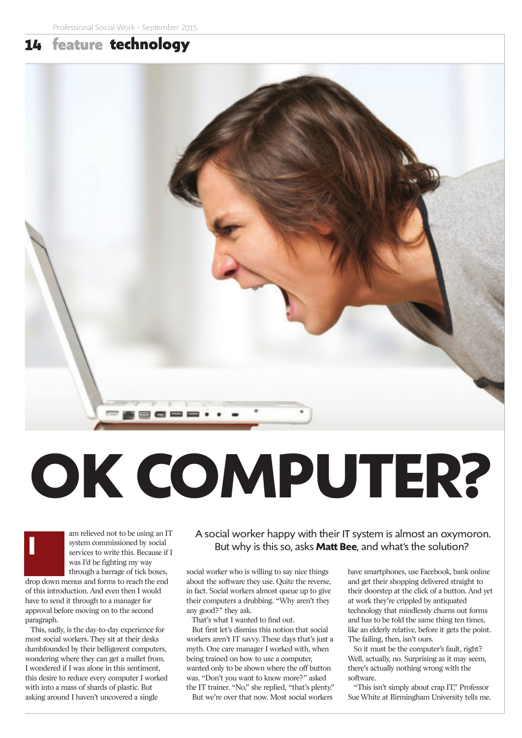# OK COMPUTER?

A social worker happy with their IT system is almost an oxymoron. But why is this so, asks **Matt Bee**, and what's the solution?

I am relieved not to be using an IT system commissioned by social services to write this. Because if I was I'd be fighting my way through a barrage of tick boxes, drop down menus and forms to reach the end of this introduction. And even then I would have to send it through to a manager for approval before moving on to the second paragraph.

This, sadly, is the day-to-day experience for most social workers. They sit at their desks dumbfounded by their belligerent computers, wondering where they can get a mallet from. I wondered if I was alone in this sentiment, this desire to reduce every computer I worked with into a mass of shards of plastic. But asking around I haven't uncovered a single social worker who is willing to say nice things about the software they use. Quite the reverse, in fact. Social workers almost queue up to give their computers a drubbing. "Why aren't they any good?" they ask.

That's what I wanted to find out.

But first let's dismiss this notion that social workers aren't IT savvy. These days that's just a myth. One care manager I worked with, when being trained on how to use a computer, wanted only to be shown where the off button was. "Don't you want to know more?" asked the IT trainer. "No," she replied, "that's plenty."

But we're over that now. Most social workers have smartphones, use Facebook, bank online and get their shopping delivered straight to their doorstep at the click of a button. And yet at work they're crippled by antiquated technology that mindlessly churns out forms and has to be told the same thing ten times, like an elderly relative, before it gets the point. The failing, then, isn't ours.

So it must be the computer's fault, right? Well, actually, no. Surprising as it may seem, there's actually nothing wrong with the software.

"This isn't simply about crap IT," Professor Sue White at Birmingham University tells me.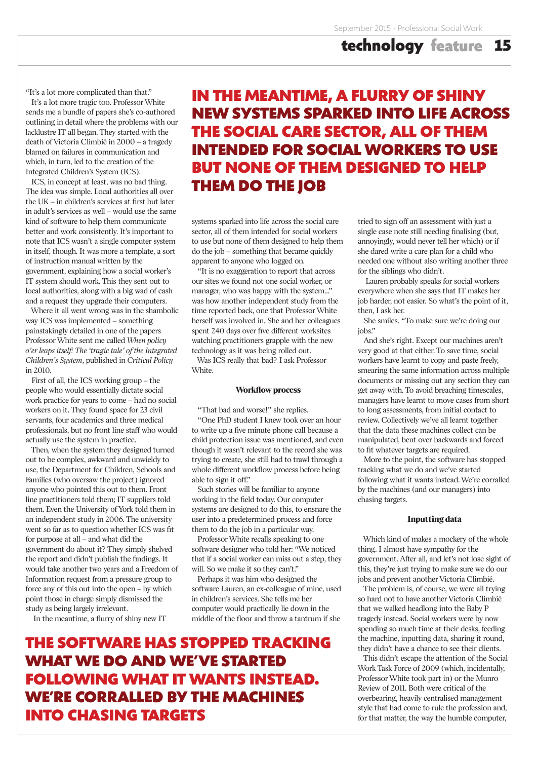"It's a lot more complicated than that."

It's a lot more tragic too. Professor White sends me a bundle of papers she's co-authored outlining in detail where the problems with our lacklustre IT all began. They started with the death of Victoria Climbié in 2000 – a tragedy blamed on failures in communication and which, in turn, led to the creation of the Integrated Children's System (ICS).

ICS, in concept at least, was no bad thing. The idea was simple. Local authorities all over the UK – in children's services at first but later in adult's services as well – would use the same kind of software to help them communicate better and work consistently. It's important to note that ICS wasn't a single computer system in itself, though. It was more a template, a sort of instruction manual written by the government, explaining how a social worker's IT system should work. This they sent out to local authorities, along with a big wad of cash and a request they upgrade their computers.

Where it all went wrong was in the shambolic way ICS was implemented – something painstakingly detailed in one of the papers Professor White sent me called *When policy o'er leaps itself: The 'tragic tale' of the Integrated Children's System*, published in *Critical Policy* in 2010.

First of all, the ICS working group – the people who would essentially dictate social work practice for years to come – had no social workers on it. They found space for 23 civil servants, four academics and three medical professionals, but no front line staff who would actually use the system in practice.

Then, when the system they designed turned out to be complex, awkward and unwieldy to use, the Department for Children, Schools and Families (who oversaw the project) ignored anyone who pointed this out to them. Front line practitioners told them; IT suppliers told them. Even the University of York told them in an independent study in 2006. The university went so far as to question whether ICS was fit for purpose at all – and what did the government do about it? They simply shelved the report and didn't publish the findings. It would take another two years and a Freedom of Information request from a pressure group to force any of this out into the open – by which point those in charge simply dismissed the study as being largely irrelevant.

In the meantime, a flurry of shiny new IT systems sparked into life across the social care sector, all of them intended for social workers to use but none of them designed to help them do the job – something that became quickly apparent to anyone who logged on.

**IN THE MEANTIME, A FLURRY OF SHINY NEW SYSTEMS SPARKED INTO LIFE ACROSS THE SOCIAL CARE SECTOR, ALL OF THEM INTENDED FOR SOCIAL WORKERS TO USE BUT NONE OF THEM DESIGNED TO HELP THEM DO THE JOB**

"It is no exaggeration to report that across our sites we found not one social worker, or manager, who was happy with the system..." was how another independent study from the time reported back, one that Professor White herself was involved in. She and her colleagues spent 240 days over five different worksites watching practitioners grapple with the new technology as it was being rolled out.

Was ICS really that bad? I ask Professor White.

### Workflow process

"That bad and worse!" she replies.

"One PhD student I knew took over an hour to write up a five minute phone call because a child protection issue was mentioned, and even though it wasn't relevant to the record she was trying to create, she still had to trawl through a whole different workflow process before being able to sign it off."

Such stories will be familiar to anyone working in the field today. Our computer systems are designed to do this, to ensnare the user into a predetermined process and force them to do the job in a particular way.

Professor White recalls speaking to one software designer who told her: "We noticed that if a social worker can miss out a step, they will. So we make it so they can't."

Perhaps it was him who designed the software Lauren, an ex-colleague of mine, used in children's services. She tells me her computer would practically lie down in the middle of the floor and throw a tantrum if she tried to sign off an assessment with just a single case note still needing finalising (but, annoyingly, would never tell her which) or if she dared write a care plan for a child who needed one without also writing another three for the siblings who didn't.

Lauren probably speaks for social workers everywhere when she says that IT makes her job harder, not easier. So what's the point of it, then, I ask her.

She smiles. "To make sure we're doing our jobs."

And she's right. Except our machines aren't very good at that either. To save time, social workers have learnt to copy and paste freely, smearing the same information across multiple documents or missing out any section they can get away with. To avoid breaching timescales, managers have learnt to move cases from short to long assessments, from initial contact to review. Collectively we've all learnt together that the data these machines collect can be manipulated, bent over backwards and forced to fit whatever targets are required.

More to the point, the software has stopped tracking what we do and we've started following what it wants instead. We're corralled by the machines (and our managers) into chasing targets.

**THE SOFTWARE HAS STOPPED TRACKING WHAT WE DO AND WE'VE STARTED FOLLOWING WHAT IT WANTS INSTEAD. WE'RE CORRALLED BY THE MACHINES INTO CHASING TARGETS**

### Inputting data

Which kind of makes a mockery of the whole thing. I almost have sympathy for the government. After all, and let's not lose sight of this, they're just trying to make sure we do our jobs and prevent another Victoria Climbié.

The problem is, of course, we were all trying so hard not to have another Victoria Climbié that we walked headlong into the Baby P tragedy instead. Social workers were by now spending so much time at their desks, feeding the machine, inputting data, sharing it round, they didn't have a chance to see their clients.

This didn't escape the attention of the Social Work Task Force of 2009 (which, incidentally, Professor White took part in) or the Munro Review of 2011. Both were critical of the overbearing, heavily centralised management style that had come to rule the profession and, for that matter, the way the humble computer,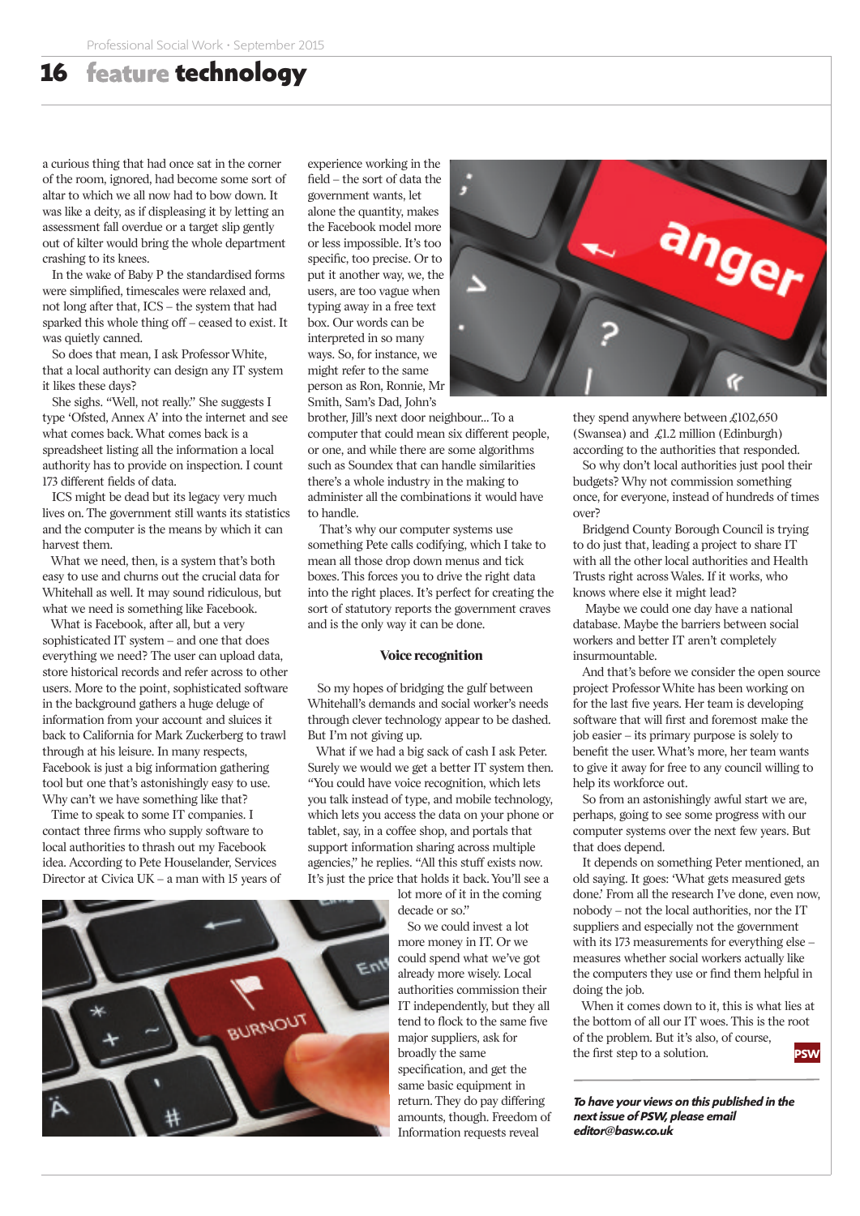a curious thing that had once sat in the corner of the room, ignored, had become some sort of altar to which we all now had to bow down. It was like a deity, as if displeasing it by letting an assessment fall overdue or a target slip gently out of kilter would bring the whole department crashing to its knees.

In the wake of Baby P the standardised forms were simplified, timescales were relaxed and, not long after that, ICS – the system that had sparked this whole thing off – ceased to exist. It was quietly canned.

So does that mean, I ask Professor White, that a local authority can design any IT system it likes these days?

She sighs. "Well, not really." She suggests I type 'Ofsted, Annex A' into the internet and see what comes back. What comes back is a spreadsheet listing all the information a local authority has to provide on inspection. I count 173 different fields of data.

ICS might be dead but its legacy very much lives on. The government still wants its statistics and the computer is the means by which it can harvest them.

What we need, then, is a system that's both easy to use and churns out the crucial data for Whitehall as well. It may sound ridiculous, but what we need is something like Facebook.

What is Facebook, after all, but a very sophisticated IT system – and one that does everything we need? The user can upload data, store historical records and refer across to other users. More to the point, sophisticated software in the background gathers a huge deluge of information from your account and sluices it back to California for Mark Zuckerberg to trawl through at his leisure. In many respects, Facebook is just a big information gathering tool but one that's astonishingly easy to use. Why can't we have something like that?

Time to speak to some IT companies. I contact three firms who supply software to local authorities to thrash out my Facebook idea. According to Pete Houselander, Services Director at Civica UK – a man with 15 years of experience working in the field – the sort of data the government wants, let alone the quantity, makes the Facebook model more or less impossible. It's too specific, too precise. Or to put it another way, we, the users, are too vague when typing away in a free text box. Our words can be interpreted in so many ways. So, for instance, we might refer to the same person as Ron, Ronnie, Mr Smith, Sam's Dad, John's brother, Jill's next door neighbour... To a computer that could mean six different people, or one, and while there are some algorithms such as Soundex that can handle similarities there's a whole industry in the making to administer all the combinations it would have to handle.

That's why our computer systems use something Pete calls codifying, which I take to mean all those drop down menus and tick boxes. This forces you to drive the right data into the right places. It's perfect for creating the sort of statutory reports the government craves and is the only way it can be done.

## Voice recognition

So my hopes of bridging the gulf between Whitehall's demands and social worker's needs through clever technology appear to be dashed. But I'm not giving up.

What if we had a big sack of cash I ask Peter. Surely we would we get a better IT system then. "You could have voice recognition, which lets you talk instead of type, and mobile technology, which lets you access the data on your phone or tablet, say, in a coffee shop, and portals that support information sharing across multiple agencies," he replies. "All this stuff exists now. It's just the price that holds it back. You'll see a lot more of it in the coming decade or so."

So we could invest a lot more money in IT. Or we could spend what we've got already more wisely. Local authorities commission their IT independently, but they all tend to flock to the same five major suppliers, ask for broadly the same specification, and get the same basic equipment in return. They do pay differing amounts, though. Freedom of Information requests reveal they spend anywhere between £102,650 (Swansea) and £1.2 million (Edinburgh) according to the authorities that responded.

So why don't local authorities just pool their budgets? Why not commission something once, for everyone, instead of hundreds of times over?

Bridgend County Borough Council is trying to do just that, leading a project to share IT with all the other local authorities and Health Trusts right across Wales. If it works, who knows where else it might lead?

Maybe we could one day have a national database. Maybe the barriers between social workers and better IT aren't completely insurmountable.

And that's before we consider the open source project Professor White has been working on for the last five years. Her team is developing software that will first and foremost make the job easier – its primary purpose is solely to benefit the user. What's more, her team wants to give it away for free to any council willing to help its workforce out.

So from an astonishingly awful start we are, perhaps, going to see some progress with our computer systems over the next few years. But that does depend.

It depends on something Peter mentioned, an old saying. It goes: 'What gets measured gets done.' From all the research I've done, even now, nobody – not the local authorities, nor the IT suppliers and especially not the government with its 173 measurements for everything else – measures whether social workers actually like the computers they use or find them helpful in doing the job.

When it comes down to it, this is what lies at the bottom of all our IT woes. This is the root of the problem. But it's also, of course, the first step to a solution. **PSW**

***To have your views on this published in the next issue of PSW, please email editor@basw.co.uk***